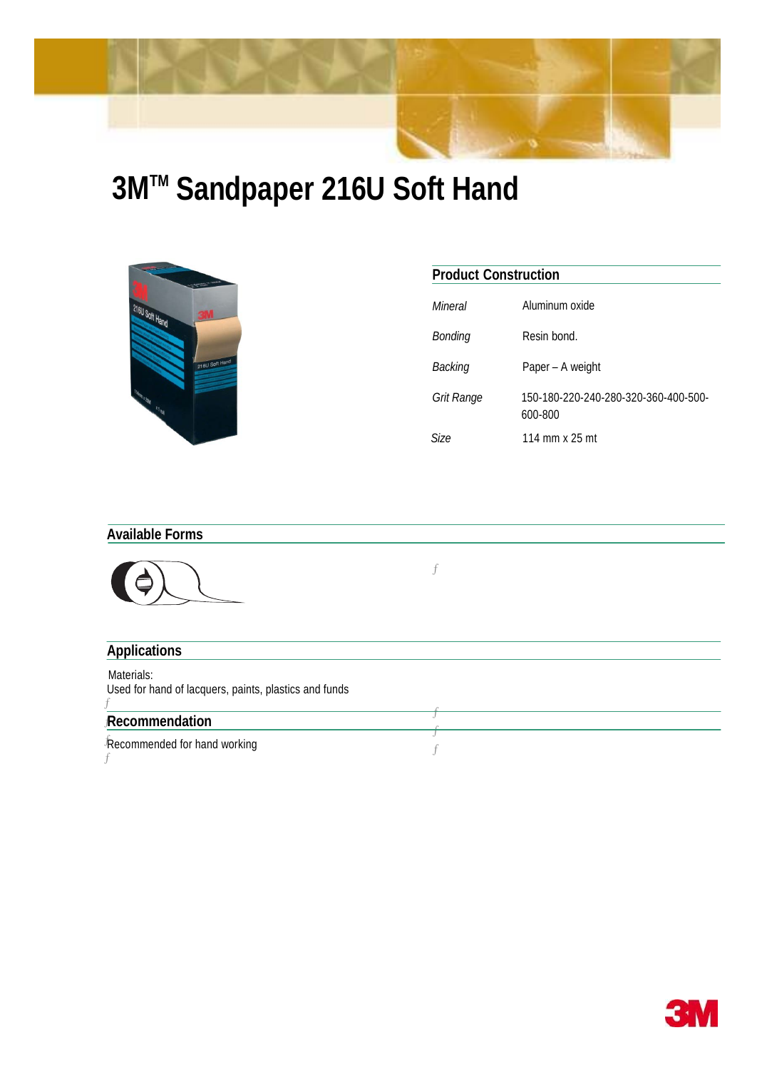# 3M™ Sandpaper 216U Soft Hand

## Product Construction

| | |
|---|---|
| *Mineral* | Aluminum oxide |
| *Bonding* | Resin bond. |
| *Backing* | Paper – A weight |
| *Grit Range* | 150-180-220-240-280-320-360-400-500-600-800 |
| *Size* | 114 mm x 25 mt |

## Available Forms

## Applications

Materials:
Used for hand of lacquers, paints, plastics and funds

## Recommendation

Recommended for hand working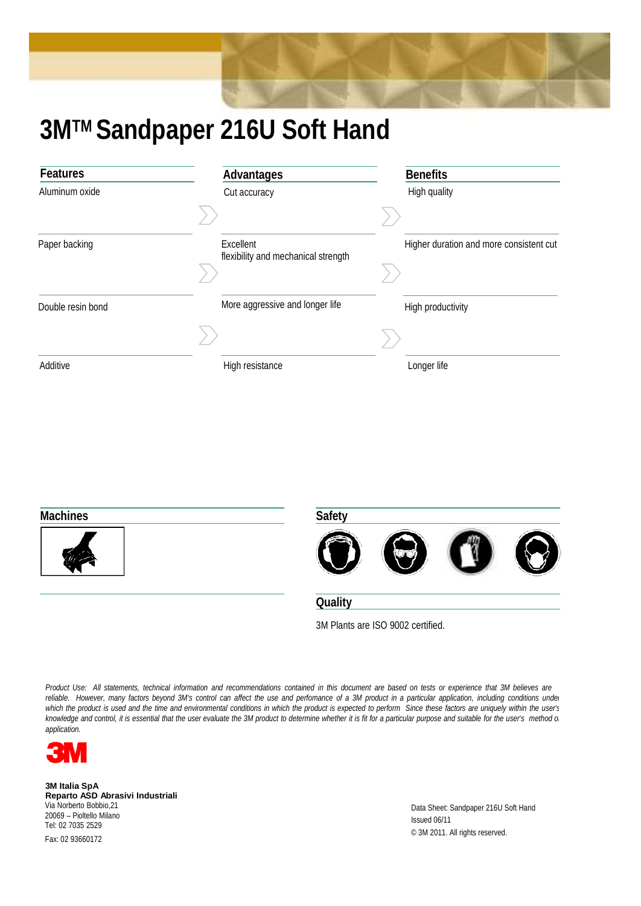# 3M™ Sandpaper 216U Soft Hand

| Features | Advantages | Benefits |
| --- | --- | --- |
| Aluminum oxide | Cut accuracy | High quality |
| Paper backing | Excellent flexibility and mechanical strength | Higher duration and more consistent cut |
| Double resin bond | More aggressive and longer life | High productivity |
| Additive | High resistance | Longer life |

## Machines

## Safety

## Quality

3M Plants are ISO 9002 certified.

*Product Use: All statements, technical information and recommendations contained in this document are based on tests or experience that 3M believes are reliable. However, many factors beyond 3M's control can affect the use and perfomance of a 3M product in a particular application, including conditions under which the product is used and the time and environmental conditions in which the product is expected to perform Since these factors are uniquely within the user's knowledge and control, it is essential that the user evaluate the 3M product to determine whether it is fit for a particular purpose and suitable for the user's method or application.*

**3M Italia SpA**
**Reparto ASD Abrasivi Industriali**
Via Norberto Bobbio,21
20069 – Pioltello Milano
Tel: 02 7035 2529
Fax: 02 93660172

Data Sheet: Sandpaper 216U Soft Hand
Issued 06/11
© 3M 2011. All rights reserved.